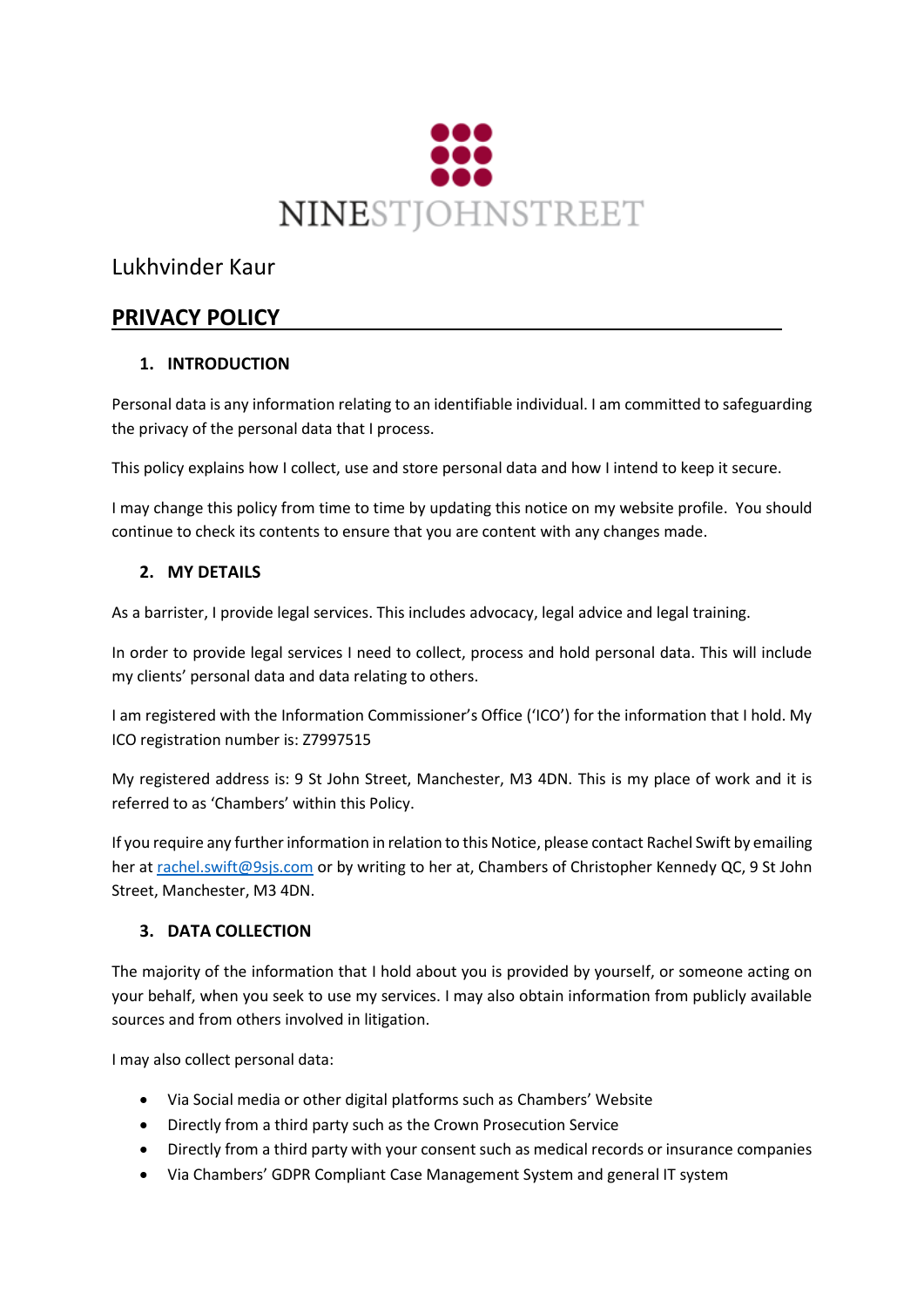NINESTJOHNSTREET

Lukhvinder Kaur

## PRIVACY POLICY

### 1. INTRODUCTION

Personal data is any information relating to an identifiable individual. I am committed to safeguarding the privacy of the personal data that I process.

This policy explains how I collect, use and store personal data and how I intend to keep it secure.

I may change this policy from time to time by updating this notice on my website profile. You should continue to check its contents to ensure that you are content with any changes made.

### 2. MY DETAILS

As a barrister, I provide legal services. This includes advocacy, legal advice and legal training.

In order to provide legal services I need to collect, process and hold personal data. This will include my clients' personal data and data relating to others.

I am registered with the Information Commissioner's Office ('ICO') for the information that I hold. My ICO registration number is: Z7997515

My registered address is: 9 St John Street, Manchester, M3 4DN. This is my place of work and it is referred to as 'Chambers' within this Policy.

If you require any further information in relation to this Notice, please contact Rachel Swift by emailing her at rachel.swift@9sjs.com or by writing to her at, Chambers of Christopher Kennedy QC, 9 St John Street, Manchester, M3 4DN.

### 3. DATA COLLECTION

The majority of the information that I hold about you is provided by yourself, or someone acting on your behalf, when you seek to use my services. I may also obtain information from publicly available sources and from others involved in litigation.

I may also collect personal data:

- Via Social media or other digital platforms such as Chambers' Website
- Directly from a third party such as the Crown Prosecution Service
- Directly from a third party with your consent such as medical records or insurance companies
- Via Chambers' GDPR Compliant Case Management System and general IT system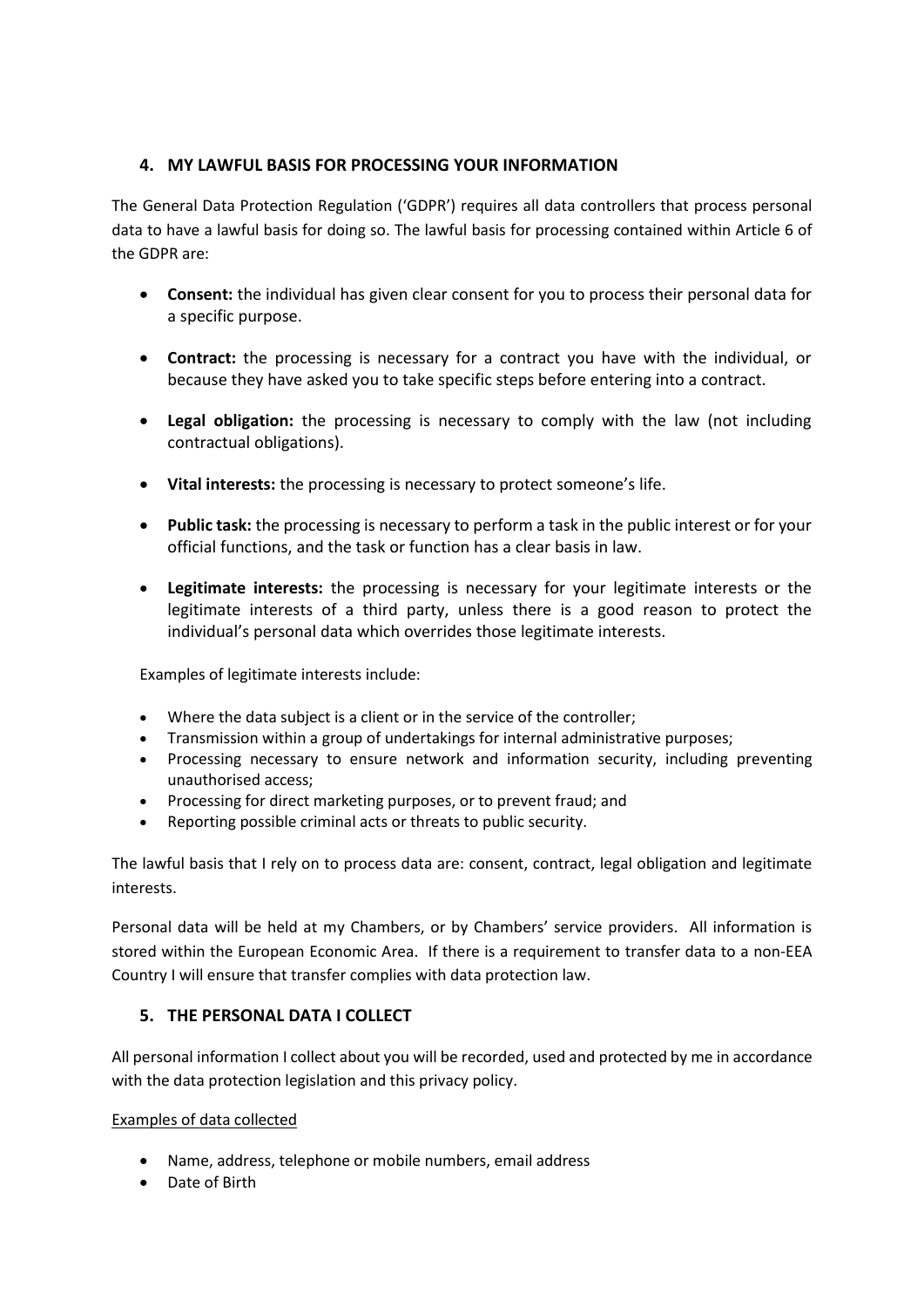## 4. MY LAWFUL BASIS FOR PROCESSING YOUR INFORMATION

The General Data Protection Regulation ('GDPR') requires all data controllers that process personal data to have a lawful basis for doing so. The lawful basis for processing contained within Article 6 of the GDPR are:

- **Consent:** the individual has given clear consent for you to process their personal data for a specific purpose.
- **Contract:** the processing is necessary for a contract you have with the individual, or because they have asked you to take specific steps before entering into a contract.
- **Legal obligation:** the processing is necessary to comply with the law (not including contractual obligations).
- **Vital interests:** the processing is necessary to protect someone's life.
- **Public task:** the processing is necessary to perform a task in the public interest or for your official functions, and the task or function has a clear basis in law.
- **Legitimate interests:** the processing is necessary for your legitimate interests or the legitimate interests of a third party, unless there is a good reason to protect the individual's personal data which overrides those legitimate interests.

Examples of legitimate interests include:

- Where the data subject is a client or in the service of the controller;
- Transmission within a group of undertakings for internal administrative purposes;
- Processing necessary to ensure network and information security, including preventing unauthorised access;
- Processing for direct marketing purposes, or to prevent fraud; and
- Reporting possible criminal acts or threats to public security.

The lawful basis that I rely on to process data are: consent, contract, legal obligation and legitimate interests.

Personal data will be held at my Chambers, or by Chambers' service providers. All information is stored within the European Economic Area. If there is a requirement to transfer data to a non-EEA Country I will ensure that transfer complies with data protection law.

## 5. THE PERSONAL DATA I COLLECT

All personal information I collect about you will be recorded, used and protected by me in accordance with the data protection legislation and this privacy policy.

Examples of data collected

- Name, address, telephone or mobile numbers, email address
- Date of Birth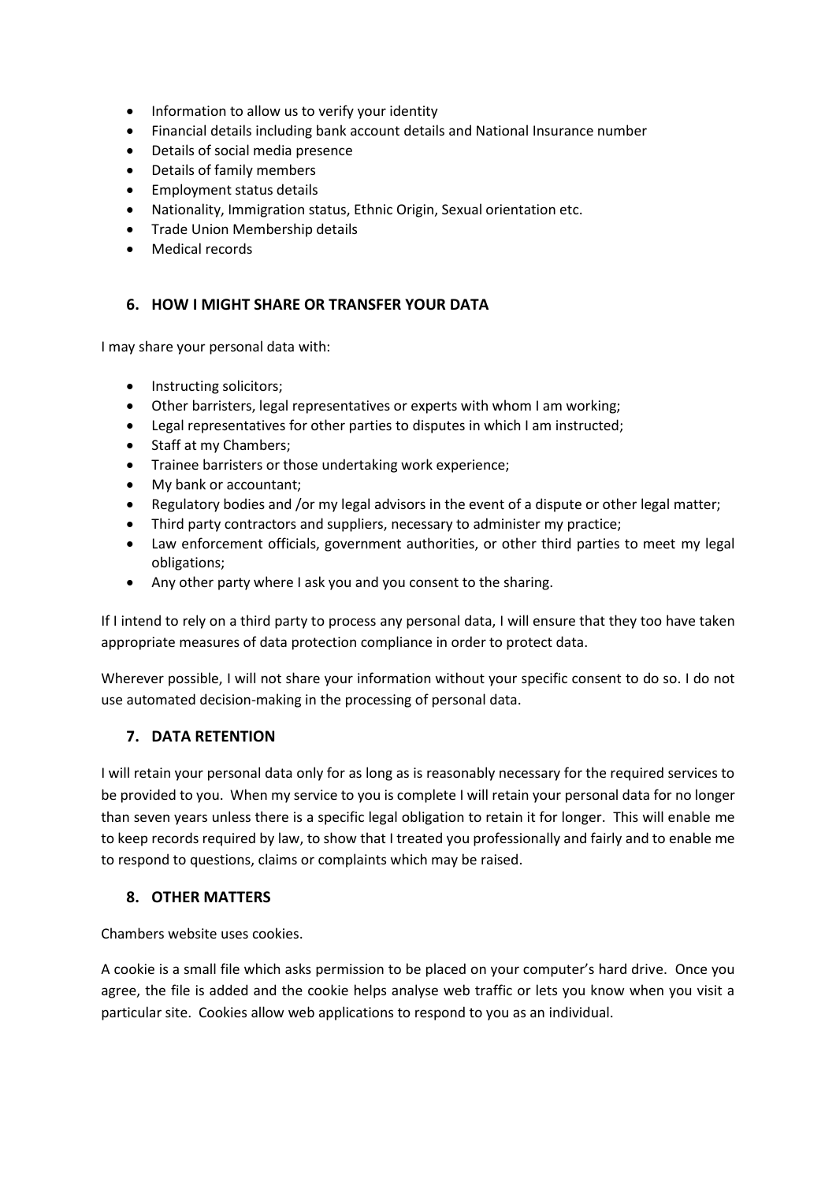- Information to allow us to verify your identity
- Financial details including bank account details and National Insurance number
- Details of social media presence
- Details of family members
- Employment status details
- Nationality, Immigration status, Ethnic Origin, Sexual orientation etc.
- Trade Union Membership details
- Medical records

## 6. HOW I MIGHT SHARE OR TRANSFER YOUR DATA

I may share your personal data with:

- Instructing solicitors;
- Other barristers, legal representatives or experts with whom I am working;
- Legal representatives for other parties to disputes in which I am instructed;
- Staff at my Chambers;
- Trainee barristers or those undertaking work experience;
- My bank or accountant;
- Regulatory bodies and /or my legal advisors in the event of a dispute or other legal matter;
- Third party contractors and suppliers, necessary to administer my practice;
- Law enforcement officials, government authorities, or other third parties to meet my legal obligations;
- Any other party where I ask you and you consent to the sharing.

If I intend to rely on a third party to process any personal data, I will ensure that they too have taken appropriate measures of data protection compliance in order to protect data.

Wherever possible, I will not share your information without your specific consent to do so. I do not use automated decision-making in the processing of personal data.

## 7. DATA RETENTION

I will retain your personal data only for as long as is reasonably necessary for the required services to be provided to you. When my service to you is complete I will retain your personal data for no longer than seven years unless there is a specific legal obligation to retain it for longer. This will enable me to keep records required by law, to show that I treated you professionally and fairly and to enable me to respond to questions, claims or complaints which may be raised.

## 8. OTHER MATTERS

Chambers website uses cookies.

A cookie is a small file which asks permission to be placed on your computer's hard drive. Once you agree, the file is added and the cookie helps analyse web traffic or lets you know when you visit a particular site. Cookies allow web applications to respond to you as an individual.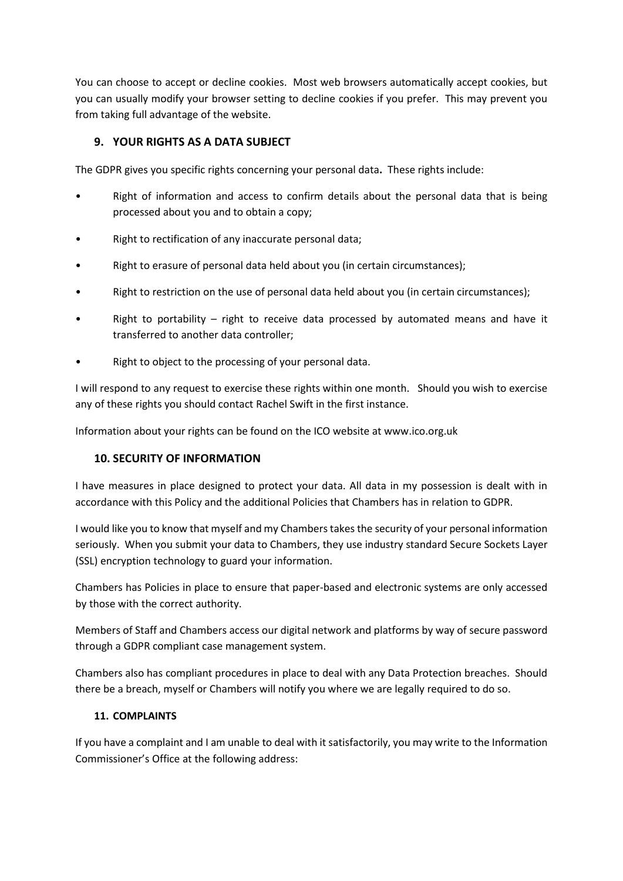You can choose to accept or decline cookies. Most web browsers automatically accept cookies, but you can usually modify your browser setting to decline cookies if you prefer. This may prevent you from taking full advantage of the website.

## 9. YOUR RIGHTS AS A DATA SUBJECT

The GDPR gives you specific rights concerning your personal data**.** These rights include:

- Right of information and access to confirm details about the personal data that is being processed about you and to obtain a copy;
- Right to rectification of any inaccurate personal data;
- Right to erasure of personal data held about you (in certain circumstances);
- Right to restriction on the use of personal data held about you (in certain circumstances);
- Right to portability – right to receive data processed by automated means and have it transferred to another data controller;
- Right to object to the processing of your personal data.

I will respond to any request to exercise these rights within one month. Should you wish to exercise any of these rights you should contact Rachel Swift in the first instance.

Information about your rights can be found on the ICO website at www.ico.org.uk

## 10. SECURITY OF INFORMATION

I have measures in place designed to protect your data. All data in my possession is dealt with in accordance with this Policy and the additional Policies that Chambers has in relation to GDPR.

I would like you to know that myself and my Chambers takes the security of your personal information seriously. When you submit your data to Chambers, they use industry standard Secure Sockets Layer (SSL) encryption technology to guard your information.

Chambers has Policies in place to ensure that paper-based and electronic systems are only accessed by those with the correct authority.

Members of Staff and Chambers access our digital network and platforms by way of secure password through a GDPR compliant case management system.

Chambers also has compliant procedures in place to deal with any Data Protection breaches. Should there be a breach, myself or Chambers will notify you where we are legally required to do so.

## 11. COMPLAINTS

If you have a complaint and I am unable to deal with it satisfactorily, you may write to the Information Commissioner's Office at the following address: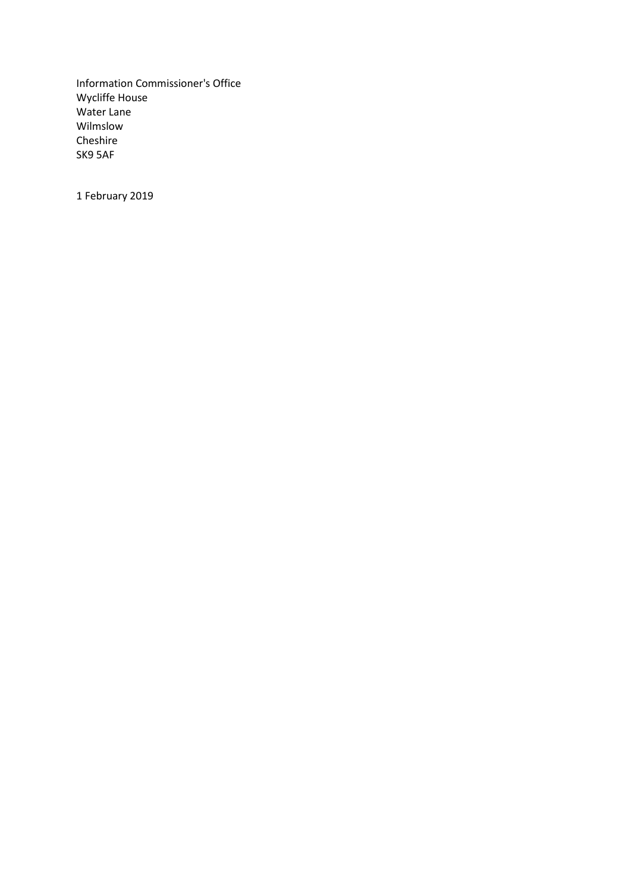Information Commissioner's Office
Wycliffe House
Water Lane
Wilmslow
Cheshire
SK9 5AF

1 February 2019